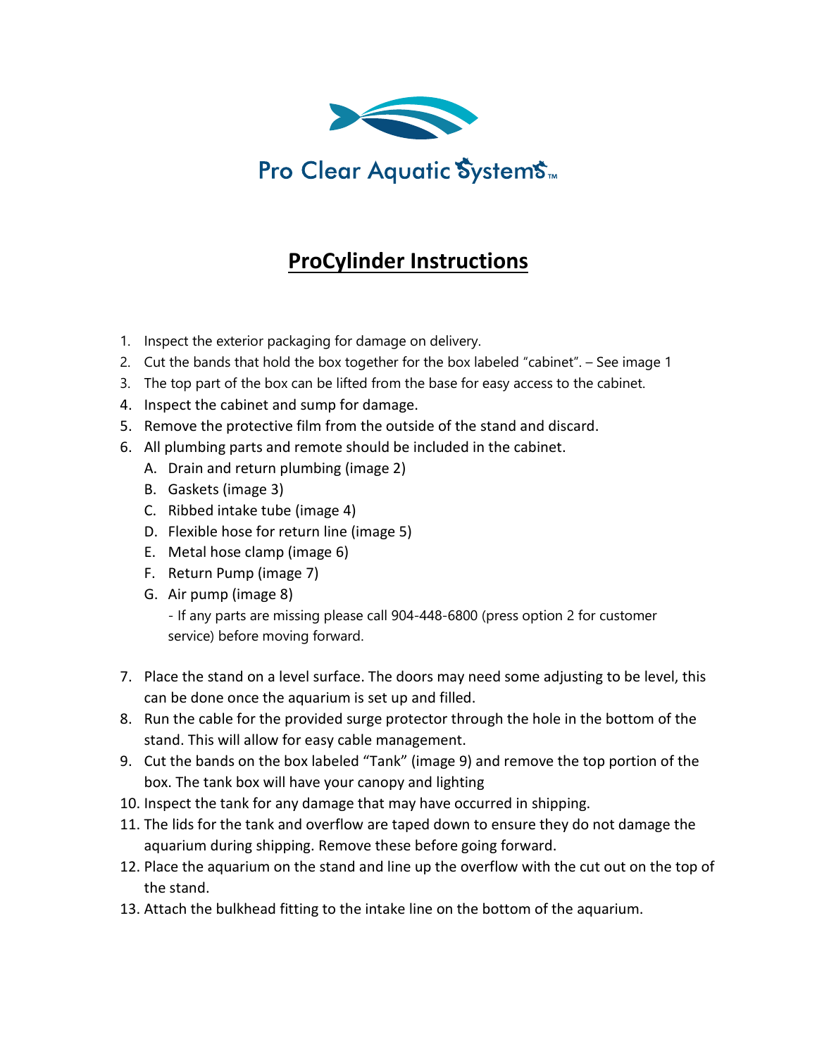Pro Clear Aquatic Systems™

# ProCylinder Instructions

1. Inspect the exterior packaging for damage on delivery.
2. Cut the bands that hold the box together for the box labeled "cabinet". – See image 1
3. The top part of the box can be lifted from the base for easy access to the cabinet.
4. Inspect the cabinet and sump for damage.
5. Remove the protective film from the outside of the stand and discard.
6. All plumbing parts and remote should be included in the cabinet.
   A. Drain and return plumbing (image 2)
   B. Gaskets (image 3)
   C. Ribbed intake tube (image 4)
   D. Flexible hose for return line (image 5)
   E. Metal hose clamp (image 6)
   F. Return Pump (image 7)
   G. Air pump (image 8)
      - If any parts are missing please call 904-448-6800 (press option 2 for customer service) before moving forward.
7. Place the stand on a level surface. The doors may need some adjusting to be level, this can be done once the aquarium is set up and filled.
8. Run the cable for the provided surge protector through the hole in the bottom of the stand. This will allow for easy cable management.
9. Cut the bands on the box labeled "Tank" (image 9) and remove the top portion of the box. The tank box will have your canopy and lighting
10. Inspect the tank for any damage that may have occurred in shipping.
11. The lids for the tank and overflow are taped down to ensure they do not damage the aquarium during shipping. Remove these before going forward.
12. Place the aquarium on the stand and line up the overflow with the cut out on the top of the stand.
13. Attach the bulkhead fitting to the intake line on the bottom of the aquarium.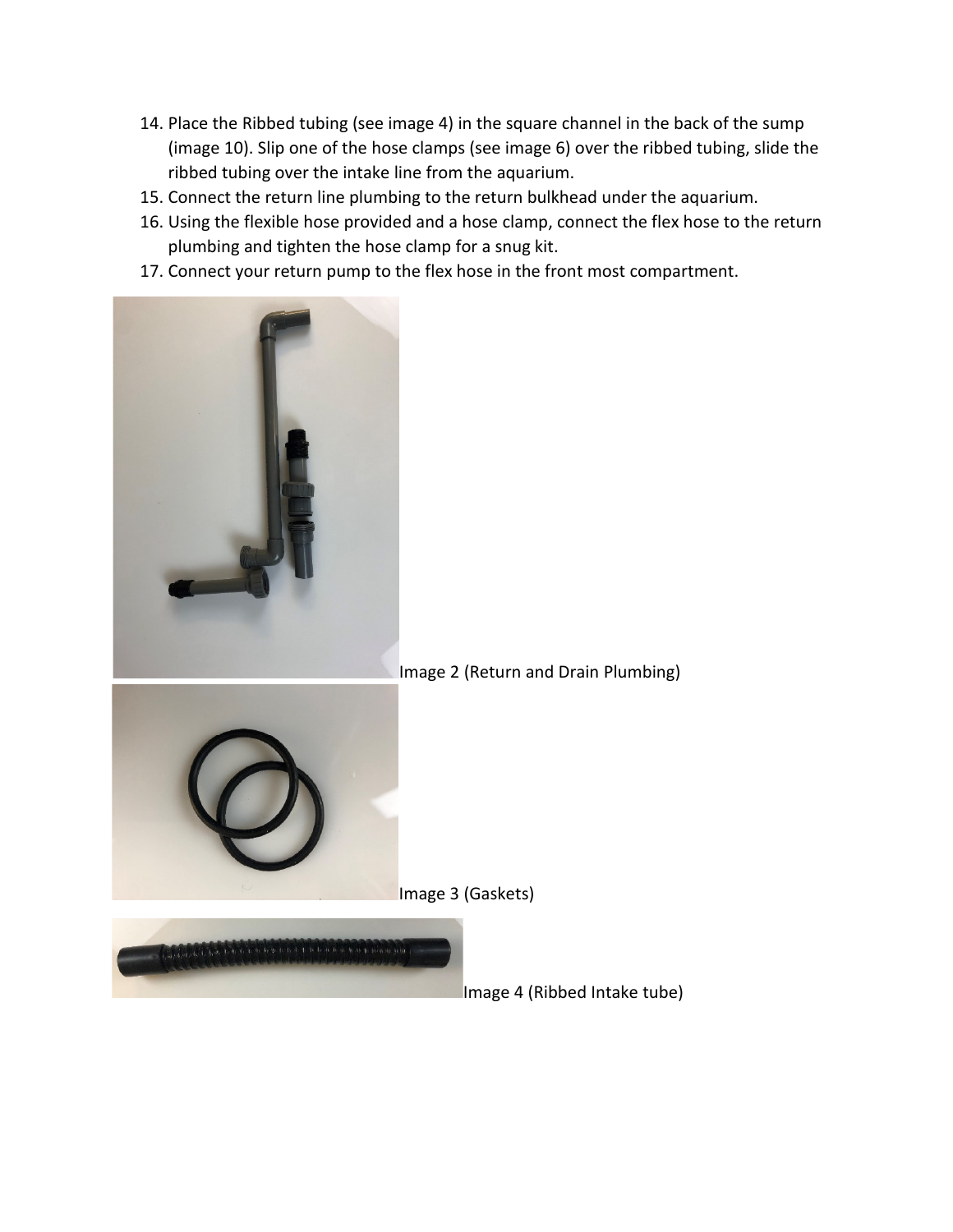14. Place the Ribbed tubing (see image 4) in the square channel in the back of the sump (image 10). Slip one of the hose clamps (see image 6) over the ribbed tubing, slide the ribbed tubing over the intake line from the aquarium.
15. Connect the return line plumbing to the return bulkhead under the aquarium.
16. Using the flexible hose provided and a hose clamp, connect the flex hose to the return plumbing and tighten the hose clamp for a snug kit.
17. Connect your return pump to the flex hose in the front most compartment.

Image 2 (Return and Drain Plumbing)

Image 3 (Gaskets)

Image 4 (Ribbed Intake tube)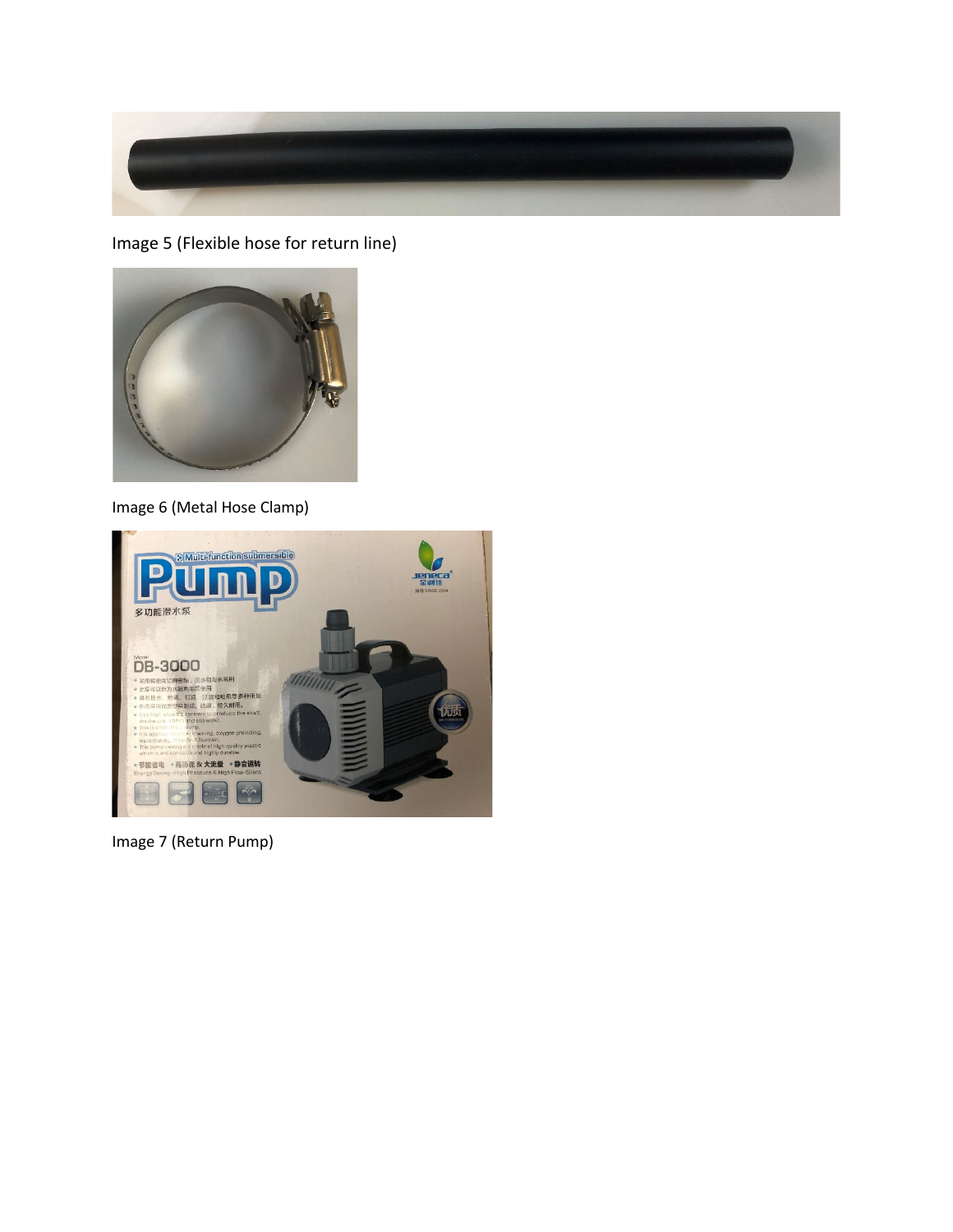Image 5 (Flexible hose for return line)

Image 6 (Metal Hose Clamp)

Image 7 (Return Pump)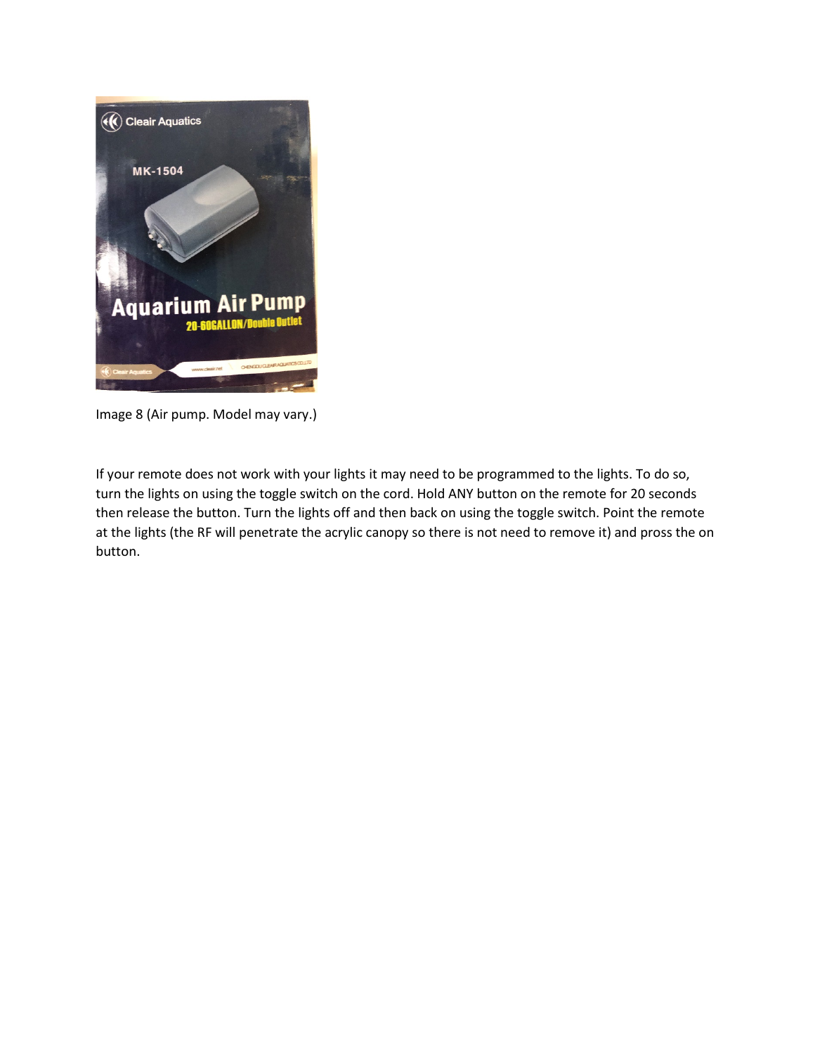Image 8 (Air pump. Model may vary.)

If your remote does not work with your lights it may need to be programmed to the lights. To do so, turn the lights on using the toggle switch on the cord. Hold ANY button on the remote for 20 seconds then release the button. Turn the lights off and then back on using the toggle switch. Point the remote at the lights (the RF will penetrate the acrylic canopy so there is not need to remove it) and pross the on button.